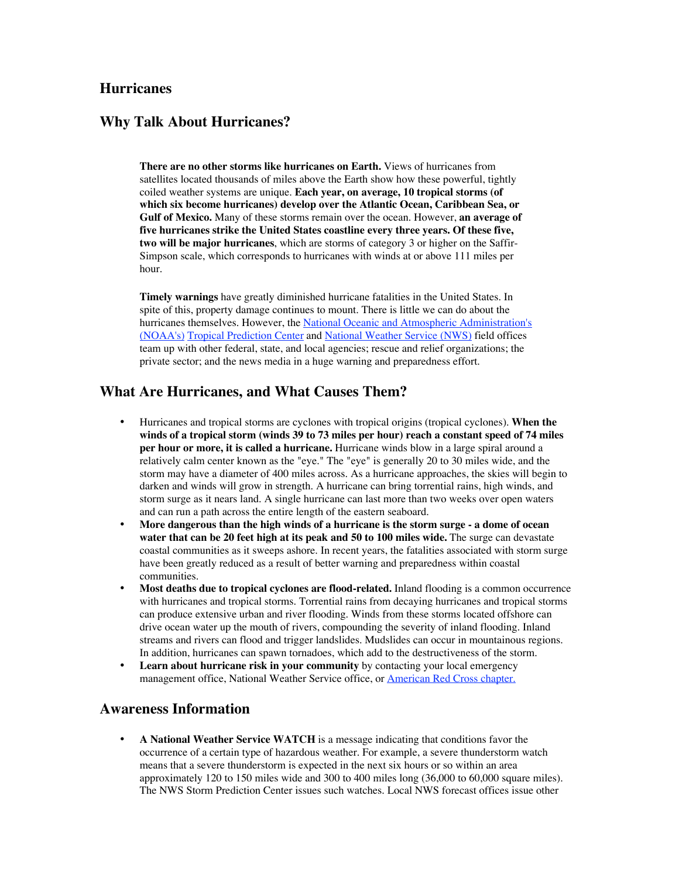# Hurricanes

## Why Talk About Hurricanes?

**There are no other storms like hurricanes on Earth.** Views of hurricanes from satellites located thousands of miles above the Earth show how these powerful, tightly coiled weather systems are unique. **Each year, on average, 10 tropical storms (of which six become hurricanes) develop over the Atlantic Ocean, Caribbean Sea, or Gulf of Mexico.** Many of these storms remain over the ocean. However, **an average of five hurricanes strike the United States coastline every three years. Of these five, two will be major hurricanes**, which are storms of category 3 or higher on the Saffir-Simpson scale, which corresponds to hurricanes with winds at or above 111 miles per hour.

**Timely warnings** have greatly diminished hurricane fatalities in the United States. In spite of this, property damage continues to mount. There is little we can do about the hurricanes themselves. However, the National Oceanic and Atmospheric Administration's (NOAA's) Tropical Prediction Center and National Weather Service (NWS) field offices team up with other federal, state, and local agencies; rescue and relief organizations; the private sector; and the news media in a huge warning and preparedness effort.

## What Are Hurricanes, and What Causes Them?

- Hurricanes and tropical storms are cyclones with tropical origins (tropical cyclones). **When the winds of a tropical storm (winds 39 to 73 miles per hour) reach a constant speed of 74 miles per hour or more, it is called a hurricane.** Hurricane winds blow in a large spiral around a relatively calm center known as the "eye." The "eye" is generally 20 to 30 miles wide, and the storm may have a diameter of 400 miles across. As a hurricane approaches, the skies will begin to darken and winds will grow in strength. A hurricane can bring torrential rains, high winds, and storm surge as it nears land. A single hurricane can last more than two weeks over open waters and can run a path across the entire length of the eastern seaboard.
- **More dangerous than the high winds of a hurricane is the storm surge - a dome of ocean water that can be 20 feet high at its peak and 50 to 100 miles wide.** The surge can devastate coastal communities as it sweeps ashore. In recent years, the fatalities associated with storm surge have been greatly reduced as a result of better warning and preparedness within coastal communities.
- **Most deaths due to tropical cyclones are flood-related.** Inland flooding is a common occurrence with hurricanes and tropical storms. Torrential rains from decaying hurricanes and tropical storms can produce extensive urban and river flooding. Winds from these storms located offshore can drive ocean water up the mouth of rivers, compounding the severity of inland flooding. Inland streams and rivers can flood and trigger landslides. Mudslides can occur in mountainous regions. In addition, hurricanes can spawn tornadoes, which add to the destructiveness of the storm.
- **Learn about hurricane risk in your community** by contacting your local emergency management office, National Weather Service office, or American Red Cross chapter.

## Awareness Information

- **A National Weather Service WATCH** is a message indicating that conditions favor the occurrence of a certain type of hazardous weather. For example, a severe thunderstorm watch means that a severe thunderstorm is expected in the next six hours or so within an area approximately 120 to 150 miles wide and 300 to 400 miles long (36,000 to 60,000 square miles). The NWS Storm Prediction Center issues such watches. Local NWS forecast offices issue other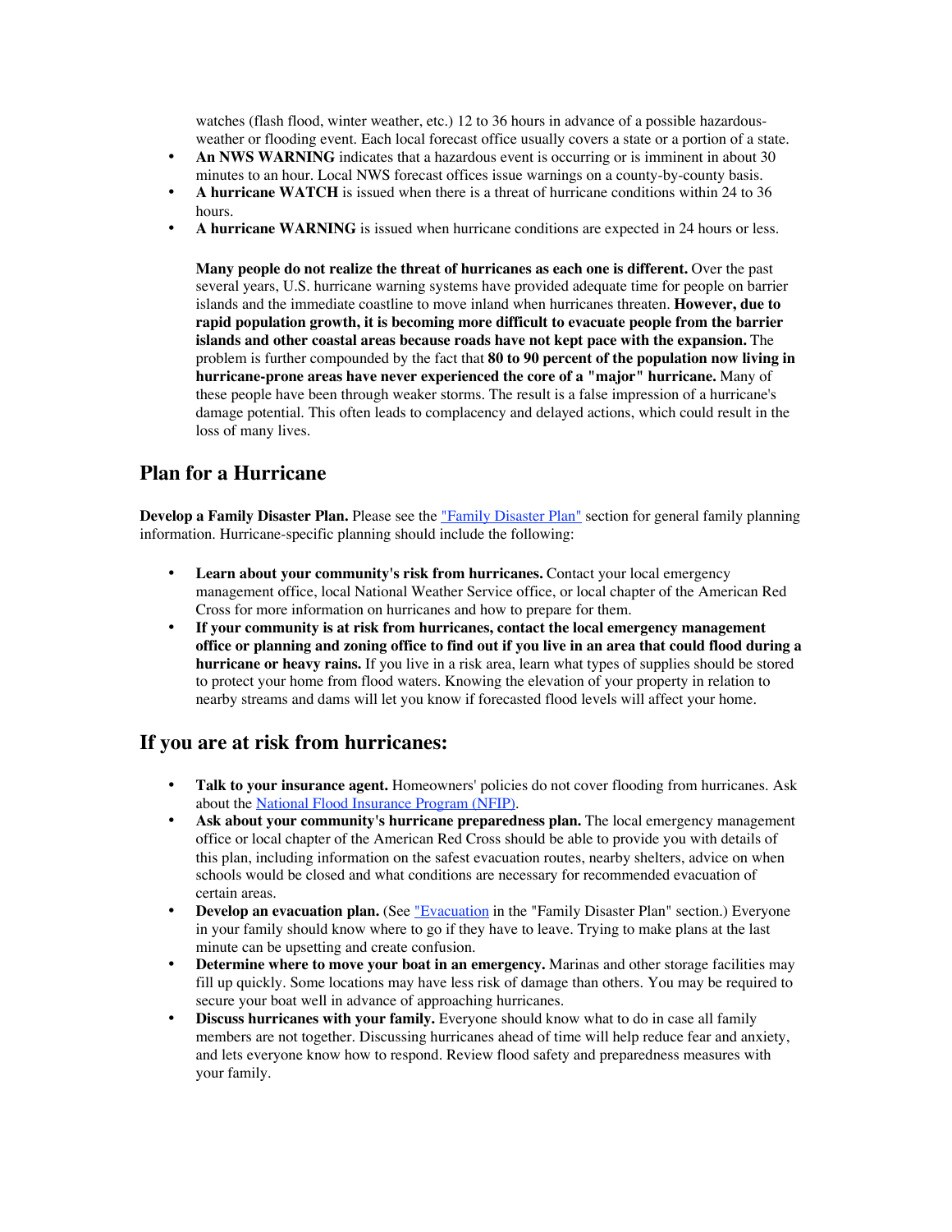watches (flash flood, winter weather, etc.) 12 to 36 hours in advance of a possible hazardous-weather or flooding event. Each local forecast office usually covers a state or a portion of a state.

- **An NWS WARNING** indicates that a hazardous event is occurring or is imminent in about 30 minutes to an hour. Local NWS forecast offices issue warnings on a county-by-county basis.
- **A hurricane WATCH** is issued when there is a threat of hurricane conditions within 24 to 36 hours.
- **A hurricane WARNING** is issued when hurricane conditions are expected in 24 hours or less.

**Many people do not realize the threat of hurricanes as each one is different.** Over the past several years, U.S. hurricane warning systems have provided adequate time for people on barrier islands and the immediate coastline to move inland when hurricanes threaten. **However, due to rapid population growth, it is becoming more difficult to evacuate people from the barrier islands and other coastal areas because roads have not kept pace with the expansion.** The problem is further compounded by the fact that **80 to 90 percent of the population now living in hurricane-prone areas have never experienced the core of a "major" hurricane.** Many of these people have been through weaker storms. The result is a false impression of a hurricane's damage potential. This often leads to complacency and delayed actions, which could result in the loss of many lives.

## Plan for a Hurricane

**Develop a Family Disaster Plan.** Please see the "Family Disaster Plan" section for general family planning information. Hurricane-specific planning should include the following:

- **Learn about your community's risk from hurricanes.** Contact your local emergency management office, local National Weather Service office, or local chapter of the American Red Cross for more information on hurricanes and how to prepare for them.
- **If your community is at risk from hurricanes, contact the local emergency management office or planning and zoning office to find out if you live in an area that could flood during a hurricane or heavy rains.** If you live in a risk area, learn what types of supplies should be stored to protect your home from flood waters. Knowing the elevation of your property in relation to nearby streams and dams will let you know if forecasted flood levels will affect your home.

## If you are at risk from hurricanes:

- **Talk to your insurance agent.** Homeowners' policies do not cover flooding from hurricanes. Ask about the National Flood Insurance Program (NFIP).
- **Ask about your community's hurricane preparedness plan.** The local emergency management office or local chapter of the American Red Cross should be able to provide you with details of this plan, including information on the safest evacuation routes, nearby shelters, advice on when schools would be closed and what conditions are necessary for recommended evacuation of certain areas.
- **Develop an evacuation plan.** (See "Evacuation in the "Family Disaster Plan" section.) Everyone in your family should know where to go if they have to leave. Trying to make plans at the last minute can be upsetting and create confusion.
- **Determine where to move your boat in an emergency.** Marinas and other storage facilities may fill up quickly. Some locations may have less risk of damage than others. You may be required to secure your boat well in advance of approaching hurricanes.
- **Discuss hurricanes with your family.** Everyone should know what to do in case all family members are not together. Discussing hurricanes ahead of time will help reduce fear and anxiety, and lets everyone know how to respond. Review flood safety and preparedness measures with your family.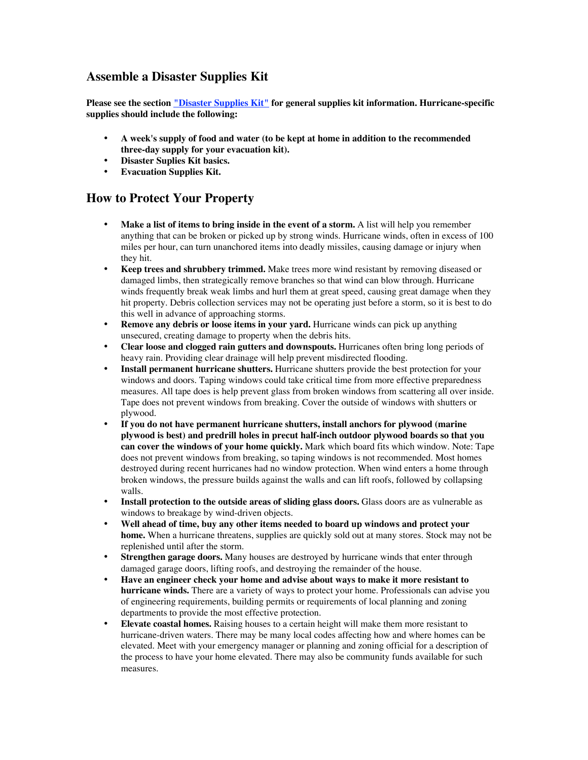## Assemble a Disaster Supplies Kit

**Please see the section "Disaster Supplies Kit" for general supplies kit information. Hurricane-specific supplies should include the following:**

- **A week's supply of food and water (to be kept at home in addition to the recommended three-day supply for your evacuation kit).**
- **Disaster Suplies Kit basics.**
- **Evacuation Supplies Kit.**

## How to Protect Your Property

- **Make a list of items to bring inside in the event of a storm.** A list will help you remember anything that can be broken or picked up by strong winds. Hurricane winds, often in excess of 100 miles per hour, can turn unanchored items into deadly missiles, causing damage or injury when they hit.
- **Keep trees and shrubbery trimmed.** Make trees more wind resistant by removing diseased or damaged limbs, then strategically remove branches so that wind can blow through. Hurricane winds frequently break weak limbs and hurl them at great speed, causing great damage when they hit property. Debris collection services may not be operating just before a storm, so it is best to do this well in advance of approaching storms.
- **Remove any debris or loose items in your yard.** Hurricane winds can pick up anything unsecured, creating damage to property when the debris hits.
- **Clear loose and clogged rain gutters and downspouts.** Hurricanes often bring long periods of heavy rain. Providing clear drainage will help prevent misdirected flooding.
- **Install permanent hurricane shutters.** Hurricane shutters provide the best protection for your windows and doors. Taping windows could take critical time from more effective preparedness measures. All tape does is help prevent glass from broken windows from scattering all over inside. Tape does not prevent windows from breaking. Cover the outside of windows with shutters or plywood.
- **If you do not have permanent hurricane shutters, install anchors for plywood (marine plywood is best) and predrill holes in precut half-inch outdoor plywood boards so that you can cover the windows of your home quickly.** Mark which board fits which window. Note: Tape does not prevent windows from breaking, so taping windows is not recommended. Most homes destroyed during recent hurricanes had no window protection. When wind enters a home through broken windows, the pressure builds against the walls and can lift roofs, followed by collapsing walls.
- **Install protection to the outside areas of sliding glass doors.** Glass doors are as vulnerable as windows to breakage by wind-driven objects.
- **Well ahead of time, buy any other items needed to board up windows and protect your home.** When a hurricane threatens, supplies are quickly sold out at many stores. Stock may not be replenished until after the storm.
- **Strengthen garage doors.** Many houses are destroyed by hurricane winds that enter through damaged garage doors, lifting roofs, and destroying the remainder of the house.
- **Have an engineer check your home and advise about ways to make it more resistant to hurricane winds.** There are a variety of ways to protect your home. Professionals can advise you of engineering requirements, building permits or requirements of local planning and zoning departments to provide the most effective protection.
- **Elevate coastal homes.** Raising houses to a certain height will make them more resistant to hurricane-driven waters. There may be many local codes affecting how and where homes can be elevated. Meet with your emergency manager or planning and zoning official for a description of the process to have your home elevated. There may also be community funds available for such measures.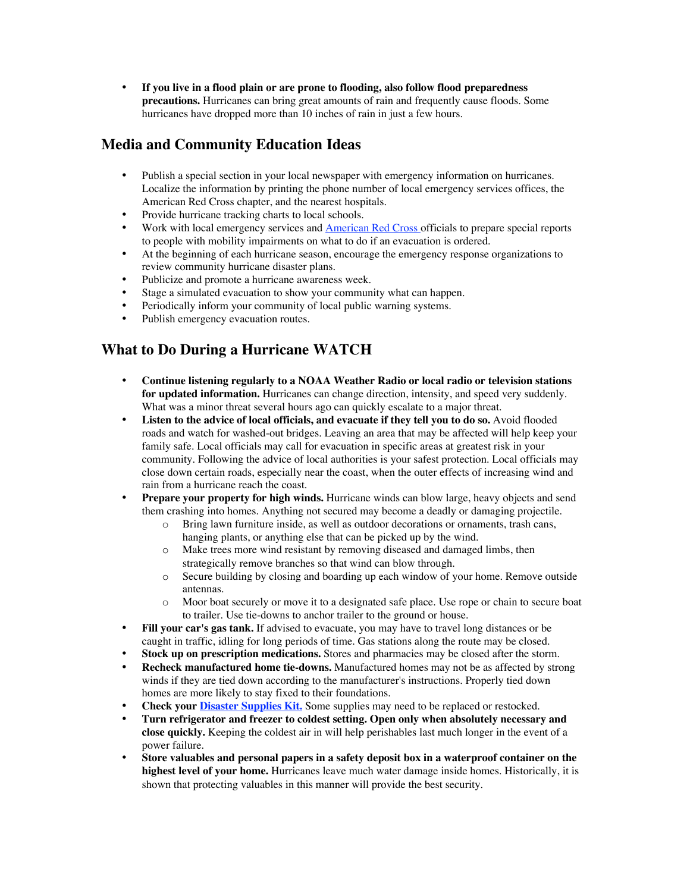- **If you live in a flood plain or are prone to flooding, also follow flood preparedness precautions.** Hurricanes can bring great amounts of rain and frequently cause floods. Some hurricanes have dropped more than 10 inches of rain in just a few hours.

## Media and Community Education Ideas

- Publish a special section in your local newspaper with emergency information on hurricanes. Localize the information by printing the phone number of local emergency services offices, the American Red Cross chapter, and the nearest hospitals.
- Provide hurricane tracking charts to local schools.
- Work with local emergency services and American Red Cross officials to prepare special reports to people with mobility impairments on what to do if an evacuation is ordered.
- At the beginning of each hurricane season, encourage the emergency response organizations to review community hurricane disaster plans.
- Publicize and promote a hurricane awareness week.
- Stage a simulated evacuation to show your community what can happen.
- Periodically inform your community of local public warning systems.
- Publish emergency evacuation routes.

## What to Do During a Hurricane WATCH

- **Continue listening regularly to a NOAA Weather Radio or local radio or television stations for updated information.** Hurricanes can change direction, intensity, and speed very suddenly. What was a minor threat several hours ago can quickly escalate to a major threat.
- **Listen to the advice of local officials, and evacuate if they tell you to do so.** Avoid flooded roads and watch for washed-out bridges. Leaving an area that may be affected will help keep your family safe. Local officials may call for evacuation in specific areas at greatest risk in your community. Following the advice of local authorities is your safest protection. Local officials may close down certain roads, especially near the coast, when the outer effects of increasing wind and rain from a hurricane reach the coast.
- **Prepare your property for high winds.** Hurricane winds can blow large, heavy objects and send them crashing into homes. Anything not secured may become a deadly or damaging projectile.
  - Bring lawn furniture inside, as well as outdoor decorations or ornaments, trash cans, hanging plants, or anything else that can be picked up by the wind.
  - Make trees more wind resistant by removing diseased and damaged limbs, then strategically remove branches so that wind can blow through.
  - Secure building by closing and boarding up each window of your home. Remove outside antennas.
  - Moor boat securely or move it to a designated safe place. Use rope or chain to secure boat to trailer. Use tie-downs to anchor trailer to the ground or house.
- **Fill your car's gas tank.** If advised to evacuate, you may have to travel long distances or be caught in traffic, idling for long periods of time. Gas stations along the route may be closed.
- **Stock up on prescription medications.** Stores and pharmacies may be closed after the storm.
- **Recheck manufactured home tie-downs.** Manufactured homes may not be as affected by strong winds if they are tied down according to the manufacturer's instructions. Properly tied down homes are more likely to stay fixed to their foundations.
- **Check your Disaster Supplies Kit.** Some supplies may need to be replaced or restocked.
- **Turn refrigerator and freezer to coldest setting. Open only when absolutely necessary and close quickly.** Keeping the coldest air in will help perishables last much longer in the event of a power failure.
- **Store valuables and personal papers in a safety deposit box in a waterproof container on the highest level of your home.** Hurricanes leave much water damage inside homes. Historically, it is shown that protecting valuables in this manner will provide the best security.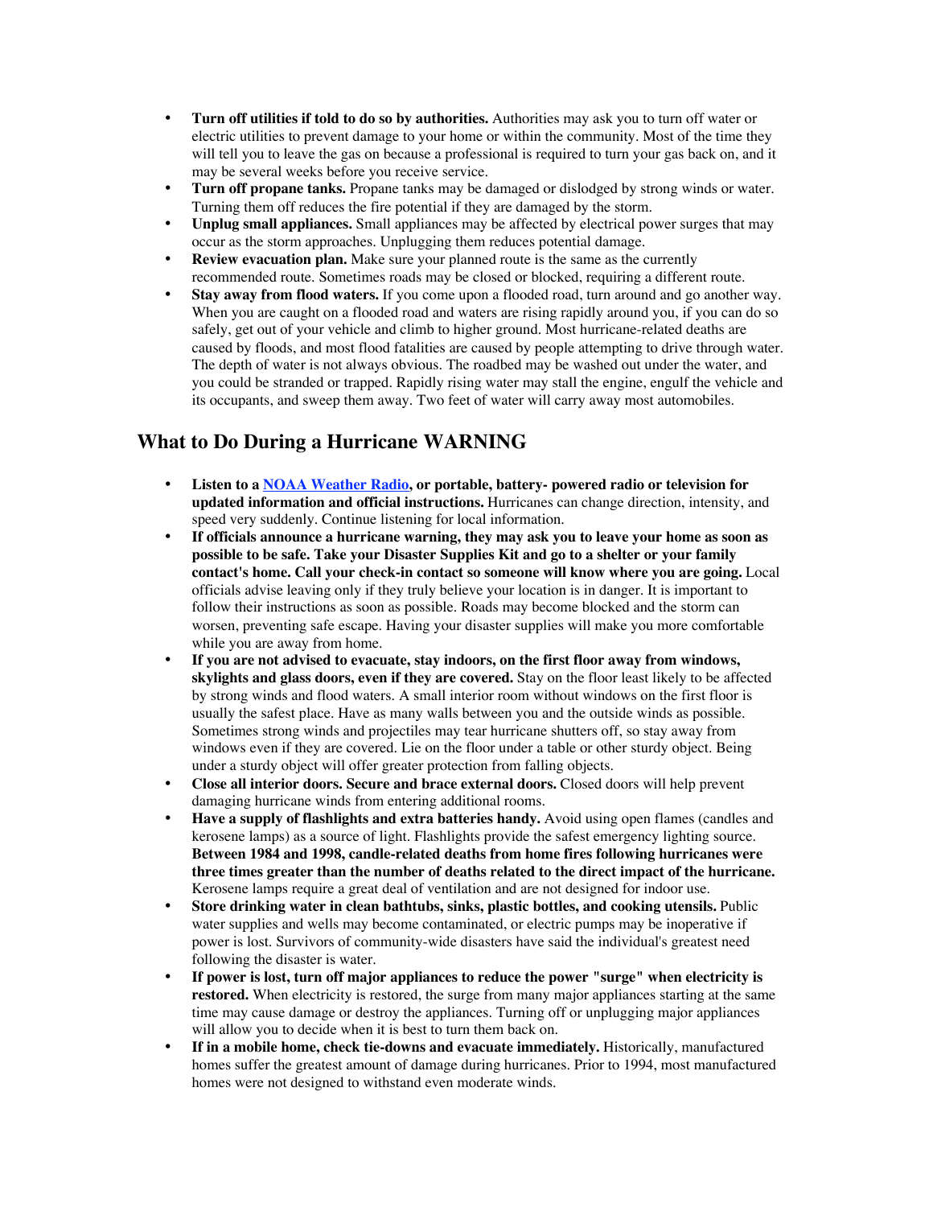- **Turn off utilities if told to do so by authorities.** Authorities may ask you to turn off water or electric utilities to prevent damage to your home or within the community. Most of the time they will tell you to leave the gas on because a professional is required to turn your gas back on, and it may be several weeks before you receive service.
- **Turn off propane tanks.** Propane tanks may be damaged or dislodged by strong winds or water. Turning them off reduces the fire potential if they are damaged by the storm.
- **Unplug small appliances.** Small appliances may be affected by electrical power surges that may occur as the storm approaches. Unplugging them reduces potential damage.
- **Review evacuation plan.** Make sure your planned route is the same as the currently recommended route. Sometimes roads may be closed or blocked, requiring a different route.
- **Stay away from flood waters.** If you come upon a flooded road, turn around and go another way. When you are caught on a flooded road and waters are rising rapidly around you, if you can do so safely, get out of your vehicle and climb to higher ground. Most hurricane-related deaths are caused by floods, and most flood fatalities are caused by people attempting to drive through water. The depth of water is not always obvious. The roadbed may be washed out under the water, and you could be stranded or trapped. Rapidly rising water may stall the engine, engulf the vehicle and its occupants, and sweep them away. Two feet of water will carry away most automobiles.

## What to Do During a Hurricane WARNING

- **Listen to a NOAA Weather Radio, or portable, battery- powered radio or television for updated information and official instructions.** Hurricanes can change direction, intensity, and speed very suddenly. Continue listening for local information.
- **If officials announce a hurricane warning, they may ask you to leave your home as soon as possible to be safe. Take your Disaster Supplies Kit and go to a shelter or your family contact's home. Call your check-in contact so someone will know where you are going.** Local officials advise leaving only if they truly believe your location is in danger. It is important to follow their instructions as soon as possible. Roads may become blocked and the storm can worsen, preventing safe escape. Having your disaster supplies will make you more comfortable while you are away from home.
- **If you are not advised to evacuate, stay indoors, on the first floor away from windows, skylights and glass doors, even if they are covered.** Stay on the floor least likely to be affected by strong winds and flood waters. A small interior room without windows on the first floor is usually the safest place. Have as many walls between you and the outside winds as possible. Sometimes strong winds and projectiles may tear hurricane shutters off, so stay away from windows even if they are covered. Lie on the floor under a table or other sturdy object. Being under a sturdy object will offer greater protection from falling objects.
- **Close all interior doors. Secure and brace external doors.** Closed doors will help prevent damaging hurricane winds from entering additional rooms.
- **Have a supply of flashlights and extra batteries handy.** Avoid using open flames (candles and kerosene lamps) as a source of light. Flashlights provide the safest emergency lighting source. **Between 1984 and 1998, candle-related deaths from home fires following hurricanes were three times greater than the number of deaths related to the direct impact of the hurricane.** Kerosene lamps require a great deal of ventilation and are not designed for indoor use.
- **Store drinking water in clean bathtubs, sinks, plastic bottles, and cooking utensils.** Public water supplies and wells may become contaminated, or electric pumps may be inoperative if power is lost. Survivors of community-wide disasters have said the individual's greatest need following the disaster is water.
- **If power is lost, turn off major appliances to reduce the power "surge" when electricity is restored.** When electricity is restored, the surge from many major appliances starting at the same time may cause damage or destroy the appliances. Turning off or unplugging major appliances will allow you to decide when it is best to turn them back on.
- **If in a mobile home, check tie-downs and evacuate immediately.** Historically, manufactured homes suffer the greatest amount of damage during hurricanes. Prior to 1994, most manufactured homes were not designed to withstand even moderate winds.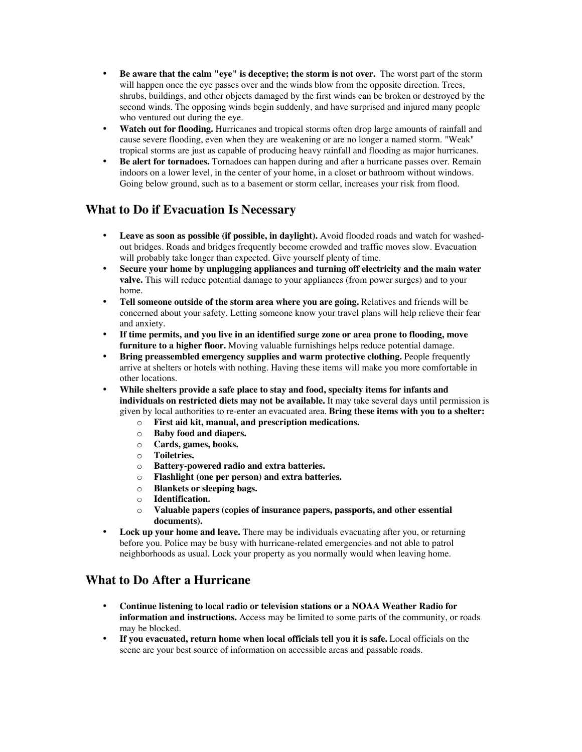- **Be aware that the calm "eye" is deceptive; the storm is not over.** The worst part of the storm will happen once the eye passes over and the winds blow from the opposite direction. Trees, shrubs, buildings, and other objects damaged by the first winds can be broken or destroyed by the second winds. The opposing winds begin suddenly, and have surprised and injured many people who ventured out during the eye.
- **Watch out for flooding.** Hurricanes and tropical storms often drop large amounts of rainfall and cause severe flooding, even when they are weakening or are no longer a named storm. "Weak" tropical storms are just as capable of producing heavy rainfall and flooding as major hurricanes.
- **Be alert for tornadoes.** Tornadoes can happen during and after a hurricane passes over. Remain indoors on a lower level, in the center of your home, in a closet or bathroom without windows. Going below ground, such as to a basement or storm cellar, increases your risk from flood.

## What to Do if Evacuation Is Necessary

- **Leave as soon as possible (if possible, in daylight).** Avoid flooded roads and watch for washed-out bridges. Roads and bridges frequently become crowded and traffic moves slow. Evacuation will probably take longer than expected. Give yourself plenty of time.
- **Secure your home by unplugging appliances and turning off electricity and the main water valve.** This will reduce potential damage to your appliances (from power surges) and to your home.
- **Tell someone outside of the storm area where you are going.** Relatives and friends will be concerned about your safety. Letting someone know your travel plans will help relieve their fear and anxiety.
- **If time permits, and you live in an identified surge zone or area prone to flooding, move furniture to a higher floor.** Moving valuable furnishings helps reduce potential damage.
- **Bring preassembled emergency supplies and warm protective clothing.** People frequently arrive at shelters or hotels with nothing. Having these items will make you more comfortable in other locations.
- **While shelters provide a safe place to stay and food, specialty items for infants and individuals on restricted diets may not be available.** It may take several days until permission is given by local authorities to re-enter an evacuated area. **Bring these items with you to a shelter:**
  - **First aid kit, manual, and prescription medications.**
  - **Baby food and diapers.**
  - **Cards, games, books.**
  - **Toiletries.**
  - **Battery-powered radio and extra batteries.**
  - **Flashlight (one per person) and extra batteries.**
  - **Blankets or sleeping bags.**
  - **Identification.**
  - **Valuable papers (copies of insurance papers, passports, and other essential documents).**
- **Lock up your home and leave.** There may be individuals evacuating after you, or returning before you. Police may be busy with hurricane-related emergencies and not able to patrol neighborhoods as usual. Lock your property as you normally would when leaving home.

## What to Do After a Hurricane

- **Continue listening to local radio or television stations or a NOAA Weather Radio for information and instructions.** Access may be limited to some parts of the community, or roads may be blocked.
- **If you evacuated, return home when local officials tell you it is safe.** Local officials on the scene are your best source of information on accessible areas and passable roads.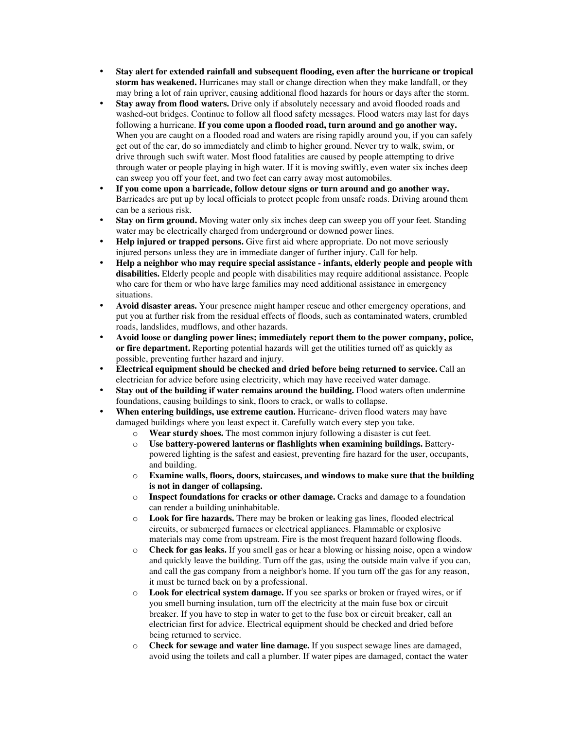- **Stay alert for extended rainfall and subsequent flooding, even after the hurricane or tropical storm has weakened.** Hurricanes may stall or change direction when they make landfall, or they may bring a lot of rain upriver, causing additional flood hazards for hours or days after the storm.
- **Stay away from flood waters.** Drive only if absolutely necessary and avoid flooded roads and washed-out bridges. Continue to follow all flood safety messages. Flood waters may last for days following a hurricane. **If you come upon a flooded road, turn around and go another way.** When you are caught on a flooded road and waters are rising rapidly around you, if you can safely get out of the car, do so immediately and climb to higher ground. Never try to walk, swim, or drive through such swift water. Most flood fatalities are caused by people attempting to drive through water or people playing in high water. If it is moving swiftly, even water six inches deep can sweep you off your feet, and two feet can carry away most automobiles.
- **If you come upon a barricade, follow detour signs or turn around and go another way.** Barricades are put up by local officials to protect people from unsafe roads. Driving around them can be a serious risk.
- **Stay on firm ground.** Moving water only six inches deep can sweep you off your feet. Standing water may be electrically charged from underground or downed power lines.
- **Help injured or trapped persons.** Give first aid where appropriate. Do not move seriously injured persons unless they are in immediate danger of further injury. Call for help.
- **Help a neighbor who may require special assistance - infants, elderly people and people with disabilities.** Elderly people and people with disabilities may require additional assistance. People who care for them or who have large families may need additional assistance in emergency situations.
- **Avoid disaster areas.** Your presence might hamper rescue and other emergency operations, and put you at further risk from the residual effects of floods, such as contaminated waters, crumbled roads, landslides, mudflows, and other hazards.
- **Avoid loose or dangling power lines; immediately report them to the power company, police, or fire department.** Reporting potential hazards will get the utilities turned off as quickly as possible, preventing further hazard and injury.
- **Electrical equipment should be checked and dried before being returned to service.** Call an electrician for advice before using electricity, which may have received water damage.
- **Stay out of the building if water remains around the building.** Flood waters often undermine foundations, causing buildings to sink, floors to crack, or walls to collapse.
- **When entering buildings, use extreme caution.** Hurricane- driven flood waters may have damaged buildings where you least expect it. Carefully watch every step you take.
  - **Wear sturdy shoes.** The most common injury following a disaster is cut feet.
  - **Use battery-powered lanterns or flashlights when examining buildings.** Battery-powered lighting is the safest and easiest, preventing fire hazard for the user, occupants, and building.
  - **Examine walls, floors, doors, staircases, and windows to make sure that the building is not in danger of collapsing.**
  - **Inspect foundations for cracks or other damage.** Cracks and damage to a foundation can render a building uninhabitable.
  - **Look for fire hazards.** There may be broken or leaking gas lines, flooded electrical circuits, or submerged furnaces or electrical appliances. Flammable or explosive materials may come from upstream. Fire is the most frequent hazard following floods.
  - **Check for gas leaks.** If you smell gas or hear a blowing or hissing noise, open a window and quickly leave the building. Turn off the gas, using the outside main valve if you can, and call the gas company from a neighbor's home. If you turn off the gas for any reason, it must be turned back on by a professional.
  - **Look for electrical system damage.** If you see sparks or broken or frayed wires, or if you smell burning insulation, turn off the electricity at the main fuse box or circuit breaker. If you have to step in water to get to the fuse box or circuit breaker, call an electrician first for advice. Electrical equipment should be checked and dried before being returned to service.
  - **Check for sewage and water line damage.** If you suspect sewage lines are damaged, avoid using the toilets and call a plumber. If water pipes are damaged, contact the water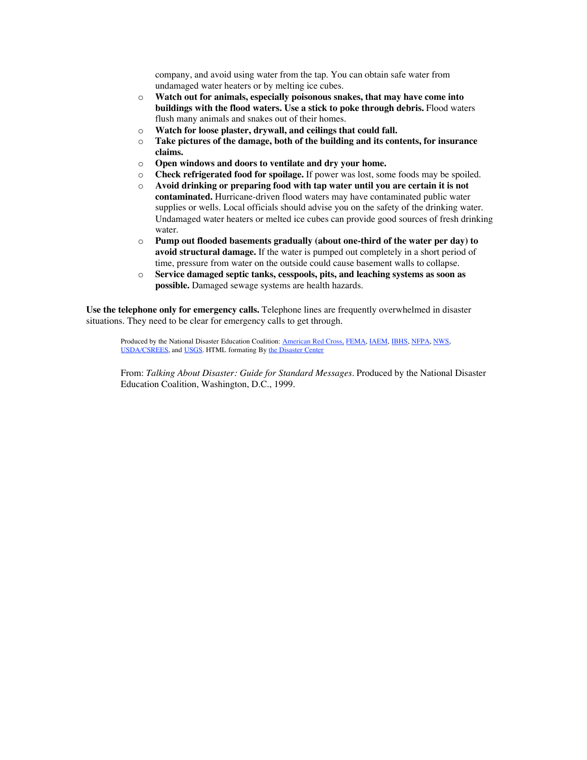company, and avoid using water from the tap. You can obtain safe water from undamaged water heaters or by melting ice cubes.

- **Watch out for animals, especially poisonous snakes, that may have come into buildings with the flood waters. Use a stick to poke through debris.** Flood waters flush many animals and snakes out of their homes.
- **Watch for loose plaster, drywall, and ceilings that could fall.**
- **Take pictures of the damage, both of the building and its contents, for insurance claims.**
- **Open windows and doors to ventilate and dry your home.**
- **Check refrigerated food for spoilage.** If power was lost, some foods may be spoiled.
- **Avoid drinking or preparing food with tap water until you are certain it is not contaminated.** Hurricane-driven flood waters may have contaminated public water supplies or wells. Local officials should advise you on the safety of the drinking water. Undamaged water heaters or melted ice cubes can provide good sources of fresh drinking water.
- **Pump out flooded basements gradually (about one-third of the water per day) to avoid structural damage.** If the water is pumped out completely in a short period of time, pressure from water on the outside could cause basement walls to collapse.
- **Service damaged septic tanks, cesspools, pits, and leaching systems as soon as possible.** Damaged sewage systems are health hazards.

**Use the telephone only for emergency calls.** Telephone lines are frequently overwhelmed in disaster situations. They need to be clear for emergency calls to get through.

Produced by the National Disaster Education Coalition: American Red Cross, FEMA, IAEM, IBHS, NFPA, NWS, USDA/CSREES, and USGS. HTML formating By the Disaster Center

From: *Talking About Disaster: Guide for Standard Messages*. Produced by the National Disaster Education Coalition, Washington, D.C., 1999.